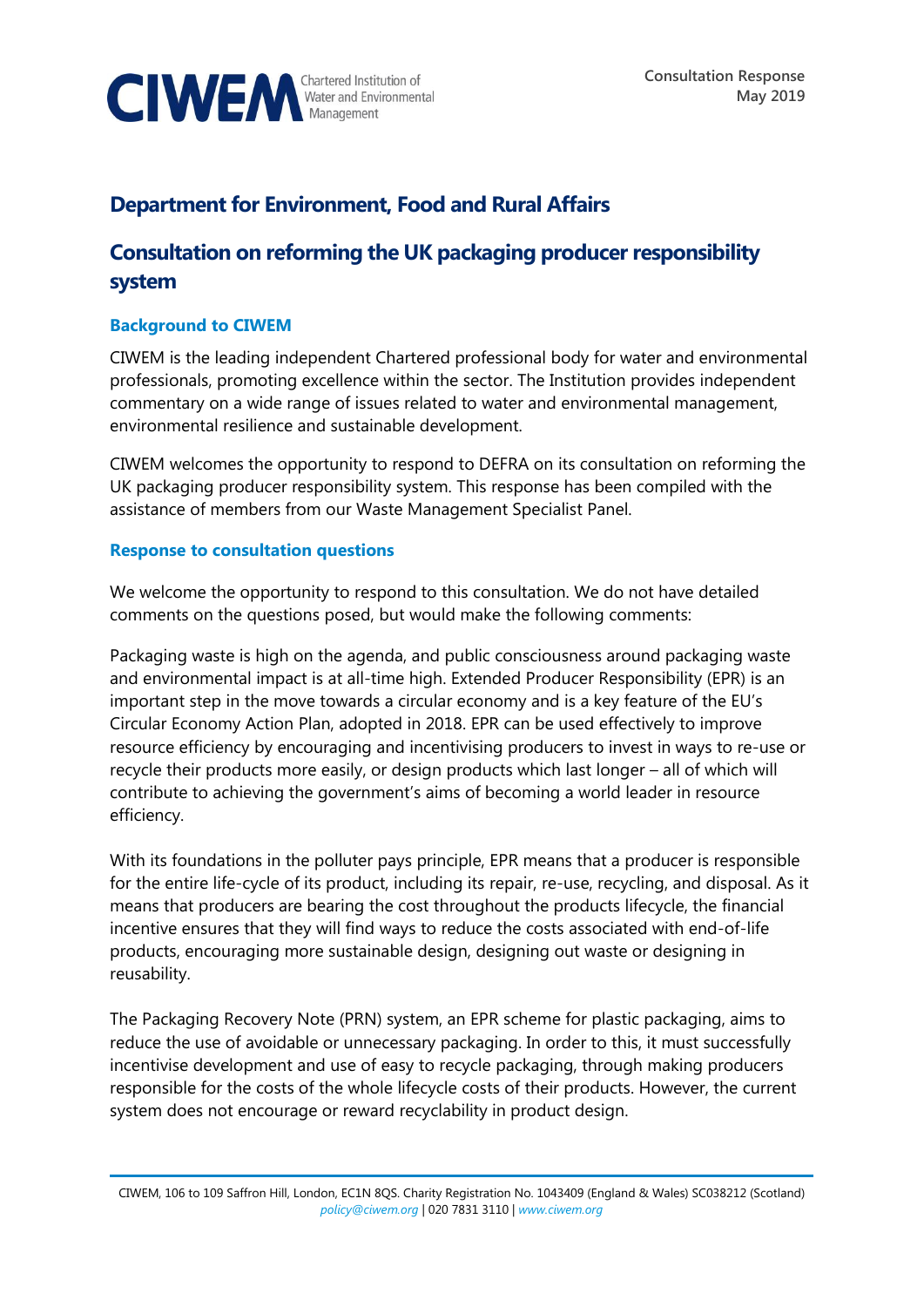Consultation Response
May 2019

## Department for Environment, Food and Rural Affairs

## Consultation on reforming the UK packaging producer responsibility system

### Background to CIWEM

CIWEM is the leading independent Chartered professional body for water and environmental professionals, promoting excellence within the sector. The Institution provides independent commentary on a wide range of issues related to water and environmental management, environmental resilience and sustainable development.

CIWEM welcomes the opportunity to respond to DEFRA on its consultation on reforming the UK packaging producer responsibility system. This response has been compiled with the assistance of members from our Waste Management Specialist Panel.

### Response to consultation questions

We welcome the opportunity to respond to this consultation. We do not have detailed comments on the questions posed, but would make the following comments:

Packaging waste is high on the agenda, and public consciousness around packaging waste and environmental impact is at all-time high. Extended Producer Responsibility (EPR) is an important step in the move towards a circular economy and is a key feature of the EU's Circular Economy Action Plan, adopted in 2018. EPR can be used effectively to improve resource efficiency by encouraging and incentivising producers to invest in ways to re-use or recycle their products more easily, or design products which last longer – all of which will contribute to achieving the government's aims of becoming a world leader in resource efficiency.

With its foundations in the polluter pays principle, EPR means that a producer is responsible for the entire life-cycle of its product, including its repair, re-use, recycling, and disposal. As it means that producers are bearing the cost throughout the products lifecycle, the financial incentive ensures that they will find ways to reduce the costs associated with end-of-life products, encouraging more sustainable design, designing out waste or designing in reusability.

The Packaging Recovery Note (PRN) system, an EPR scheme for plastic packaging, aims to reduce the use of avoidable or unnecessary packaging. In order to this, it must successfully incentivise development and use of easy to recycle packaging, through making producers responsible for the costs of the whole lifecycle costs of their products. However, the current system does not encourage or reward recyclability in product design.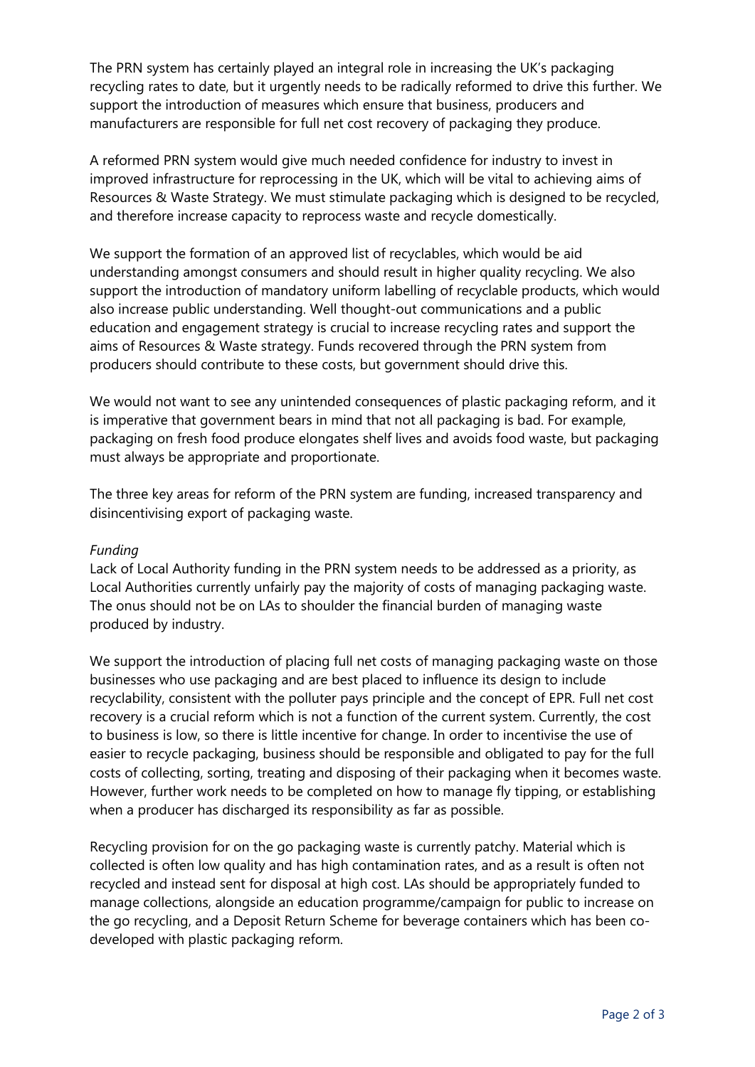The PRN system has certainly played an integral role in increasing the UK's packaging recycling rates to date, but it urgently needs to be radically reformed to drive this further. We support the introduction of measures which ensure that business, producers and manufacturers are responsible for full net cost recovery of packaging they produce.

A reformed PRN system would give much needed confidence for industry to invest in improved infrastructure for reprocessing in the UK, which will be vital to achieving aims of Resources & Waste Strategy. We must stimulate packaging which is designed to be recycled, and therefore increase capacity to reprocess waste and recycle domestically.

We support the formation of an approved list of recyclables, which would be aid understanding amongst consumers and should result in higher quality recycling. We also support the introduction of mandatory uniform labelling of recyclable products, which would also increase public understanding. Well thought-out communications and a public education and engagement strategy is crucial to increase recycling rates and support the aims of Resources & Waste strategy. Funds recovered through the PRN system from producers should contribute to these costs, but government should drive this.

We would not want to see any unintended consequences of plastic packaging reform, and it is imperative that government bears in mind that not all packaging is bad. For example, packaging on fresh food produce elongates shelf lives and avoids food waste, but packaging must always be appropriate and proportionate.

The three key areas for reform of the PRN system are funding, increased transparency and disincentivising export of packaging waste.

*Funding*

Lack of Local Authority funding in the PRN system needs to be addressed as a priority, as Local Authorities currently unfairly pay the majority of costs of managing packaging waste. The onus should not be on LAs to shoulder the financial burden of managing waste produced by industry.

We support the introduction of placing full net costs of managing packaging waste on those businesses who use packaging and are best placed to influence its design to include recyclability, consistent with the polluter pays principle and the concept of EPR. Full net cost recovery is a crucial reform which is not a function of the current system. Currently, the cost to business is low, so there is little incentive for change. In order to incentivise the use of easier to recycle packaging, business should be responsible and obligated to pay for the full costs of collecting, sorting, treating and disposing of their packaging when it becomes waste. However, further work needs to be completed on how to manage fly tipping, or establishing when a producer has discharged its responsibility as far as possible.

Recycling provision for on the go packaging waste is currently patchy. Material which is collected is often low quality and has high contamination rates, and as a result is often not recycled and instead sent for disposal at high cost. LAs should be appropriately funded to manage collections, alongside an education programme/campaign for public to increase on the go recycling, and a Deposit Return Scheme for beverage containers which has been co-developed with plastic packaging reform.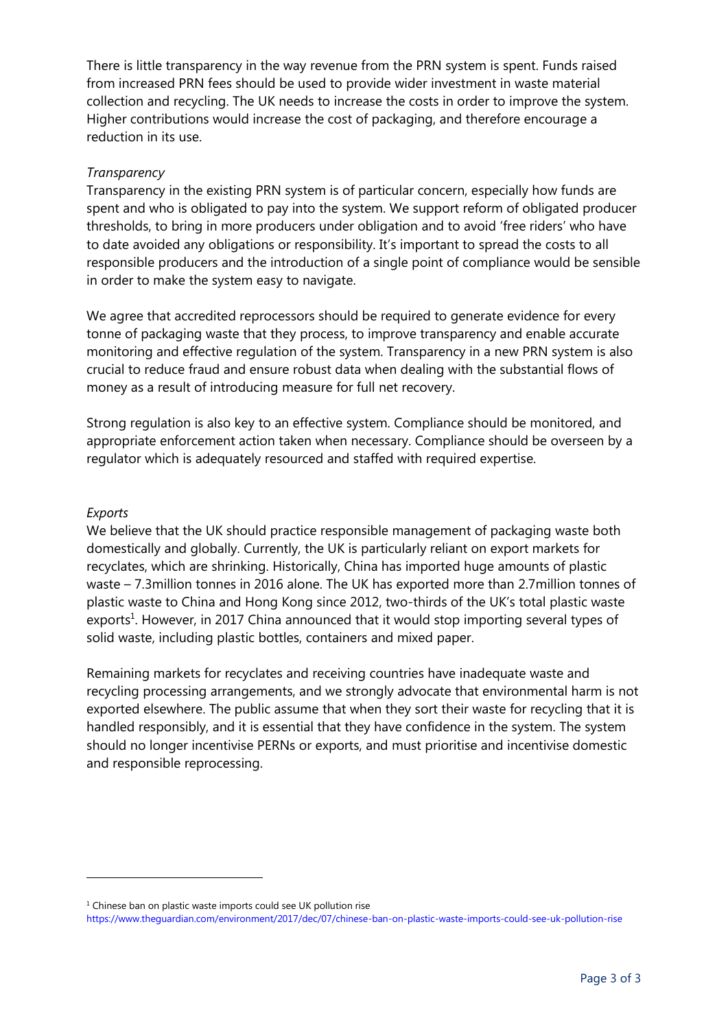There is little transparency in the way revenue from the PRN system is spent. Funds raised from increased PRN fees should be used to provide wider investment in waste material collection and recycling. The UK needs to increase the costs in order to improve the system. Higher contributions would increase the cost of packaging, and therefore encourage a reduction in its use.

*Transparency*

Transparency in the existing PRN system is of particular concern, especially how funds are spent and who is obligated to pay into the system. We support reform of obligated producer thresholds, to bring in more producers under obligation and to avoid 'free riders' who have to date avoided any obligations or responsibility. It's important to spread the costs to all responsible producers and the introduction of a single point of compliance would be sensible in order to make the system easy to navigate.

We agree that accredited reprocessors should be required to generate evidence for every tonne of packaging waste that they process, to improve transparency and enable accurate monitoring and effective regulation of the system. Transparency in a new PRN system is also crucial to reduce fraud and ensure robust data when dealing with the substantial flows of money as a result of introducing measure for full net recovery.

Strong regulation is also key to an effective system. Compliance should be monitored, and appropriate enforcement action taken when necessary. Compliance should be overseen by a regulator which is adequately resourced and staffed with required expertise.

*Exports*

We believe that the UK should practice responsible management of packaging waste both domestically and globally. Currently, the UK is particularly reliant on export markets for recyclates, which are shrinking. Historically, China has imported huge amounts of plastic waste – 7.3million tonnes in 2016 alone. The UK has exported more than 2.7million tonnes of plastic waste to China and Hong Kong since 2012, two-thirds of the UK's total plastic waste exports[1]. However, in 2017 China announced that it would stop importing several types of solid waste, including plastic bottles, containers and mixed paper.

Remaining markets for recyclates and receiving countries have inadequate waste and recycling processing arrangements, and we strongly advocate that environmental harm is not exported elsewhere. The public assume that when they sort their waste for recycling that it is handled responsibly, and it is essential that they have confidence in the system. The system should no longer incentivise PERNs or exports, and must prioritise and incentivise domestic and responsible reprocessing.

---

[1] Chinese ban on plastic waste imports could see UK pollution rise
https://www.theguardian.com/environment/2017/dec/07/chinese-ban-on-plastic-waste-imports-could-see-uk-pollution-rise